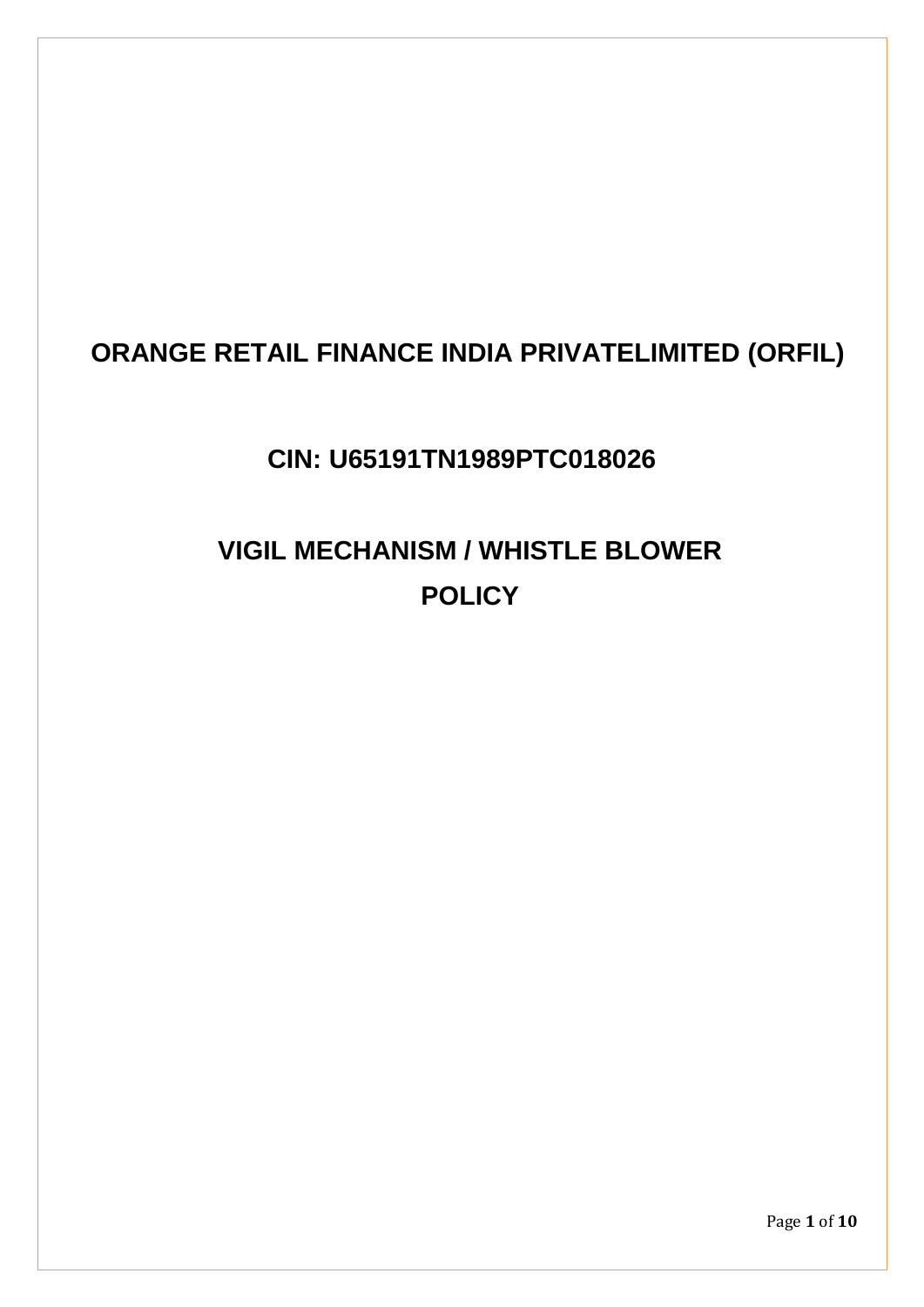# ORANGE RETAIL FINANCE INDIA PRIVATELIMITED (ORFIL)

## CIN: U65191TN1989PTC018026

## VIGIL MECHANISM / WHISTLE BLOWER POLICY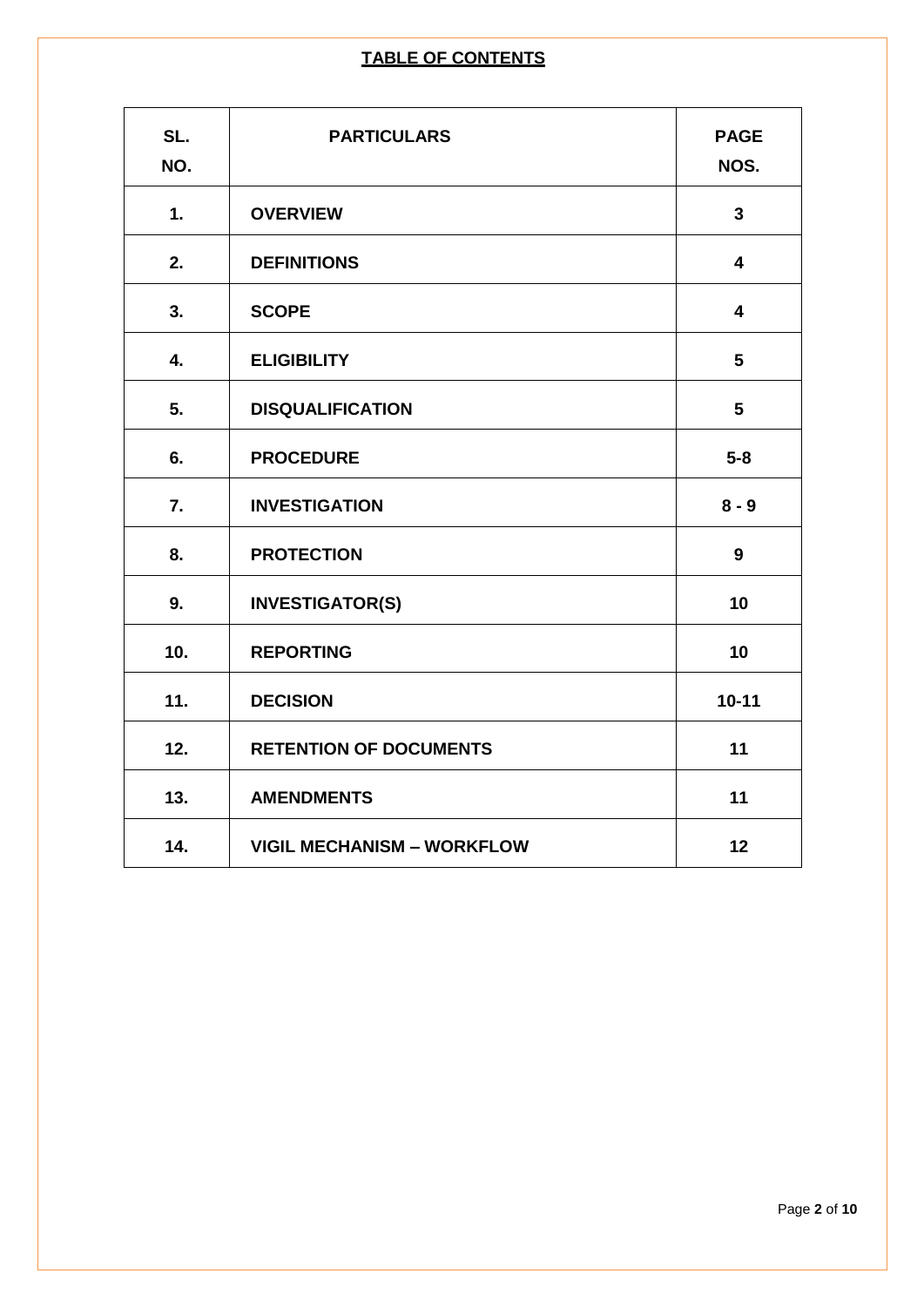## TABLE OF CONTENTS

| SL. NO. | PARTICULARS | PAGE NOS. |
|---|---|---|
| 1. | OVERVIEW | 3 |
| 2. | DEFINITIONS | 4 |
| 3. | SCOPE | 4 |
| 4. | ELIGIBILITY | 5 |
| 5. | DISQUALIFICATION | 5 |
| 6. | PROCEDURE | 5-8 |
| 7. | INVESTIGATION | 8 - 9 |
| 8. | PROTECTION | 9 |
| 9. | INVESTIGATOR(S) | 10 |
| 10. | REPORTING | 10 |
| 11. | DECISION | 10-11 |
| 12. | RETENTION OF DOCUMENTS | 11 |
| 13. | AMENDMENTS | 11 |
| 14. | VIGIL MECHANISM – WORKFLOW | 12 |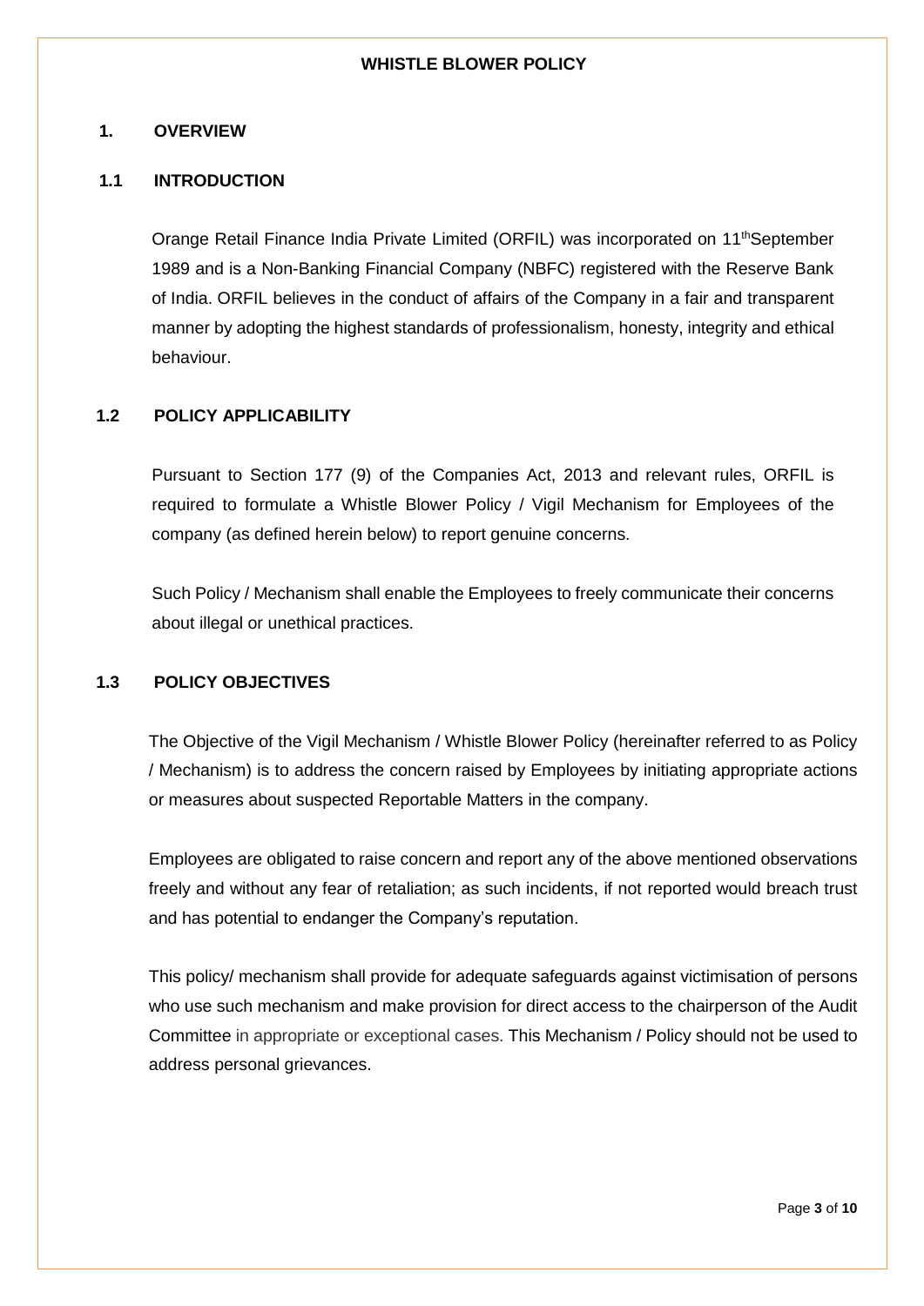# WHISTLE BLOWER POLICY

## 1. OVERVIEW

### 1.1 INTRODUCTION

Orange Retail Finance India Private Limited (ORFIL) was incorporated on 11th September 1989 and is a Non-Banking Financial Company (NBFC) registered with the Reserve Bank of India. ORFIL believes in the conduct of affairs of the Company in a fair and transparent manner by adopting the highest standards of professionalism, honesty, integrity and ethical behaviour.

### 1.2 POLICY APPLICABILITY

Pursuant to Section 177 (9) of the Companies Act, 2013 and relevant rules, ORFIL is required to formulate a Whistle Blower Policy / Vigil Mechanism for Employees of the company (as defined herein below) to report genuine concerns.

Such Policy / Mechanism shall enable the Employees to freely communicate their concerns about illegal or unethical practices.

### 1.3 POLICY OBJECTIVES

The Objective of the Vigil Mechanism / Whistle Blower Policy (hereinafter referred to as Policy / Mechanism) is to address the concern raised by Employees by initiating appropriate actions or measures about suspected Reportable Matters in the company.

Employees are obligated to raise concern and report any of the above mentioned observations freely and without any fear of retaliation; as such incidents, if not reported would breach trust and has potential to endanger the Company's reputation.

This policy/ mechanism shall provide for adequate safeguards against victimisation of persons who use such mechanism and make provision for direct access to the chairperson of the Audit Committee in appropriate or exceptional cases. This Mechanism / Policy should not be used to address personal grievances.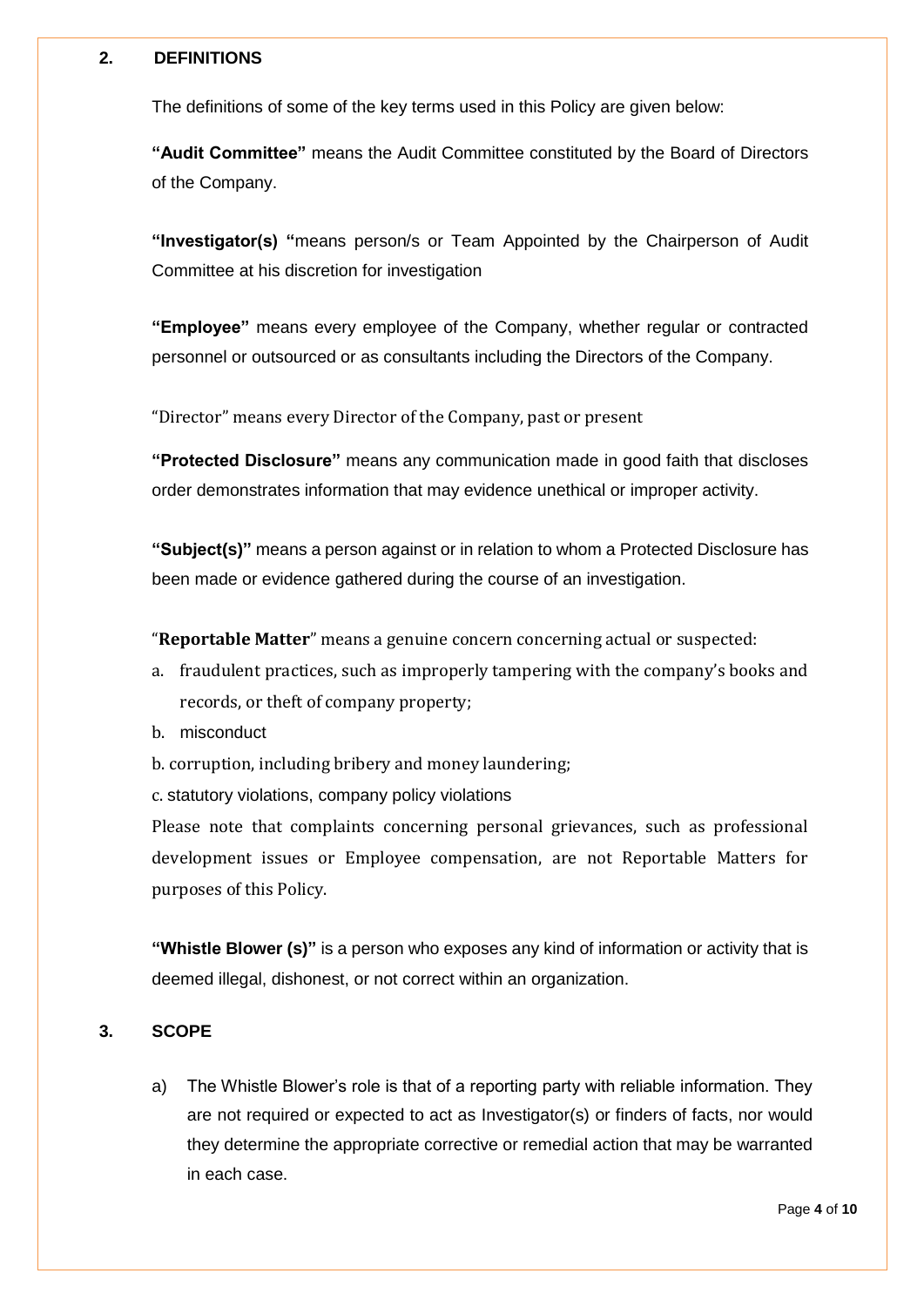## 2. DEFINITIONS

The definitions of some of the key terms used in this Policy are given below:

**"Audit Committee"** means the Audit Committee constituted by the Board of Directors of the Company.

**"Investigator(s) "**means person/s or Team Appointed by the Chairperson of Audit Committee at his discretion for investigation

**"Employee"** means every employee of the Company, whether regular or contracted personnel or outsourced or as consultants including the Directors of the Company.

"Director" means every Director of the Company, past or present

**"Protected Disclosure"** means any communication made in good faith that discloses order demonstrates information that may evidence unethical or improper activity.

**"Subject(s)"** means a person against or in relation to whom a Protected Disclosure has been made or evidence gathered during the course of an investigation.

"**Reportable Matter**" means a genuine concern concerning actual or suspected:

a. fraudulent practices, such as improperly tampering with the company's books and records, or theft of company property;

b. misconduct

b. corruption, including bribery and money laundering;

c. statutory violations, company policy violations

Please note that complaints concerning personal grievances, such as professional development issues or Employee compensation, are not Reportable Matters for purposes of this Policy.

**"Whistle Blower (s)"** is a person who exposes any kind of information or activity that is deemed illegal, dishonest, or not correct within an organization.

## 3. SCOPE

a) The Whistle Blower's role is that of a reporting party with reliable information. They are not required or expected to act as Investigator(s) or finders of facts, nor would they determine the appropriate corrective or remedial action that may be warranted in each case.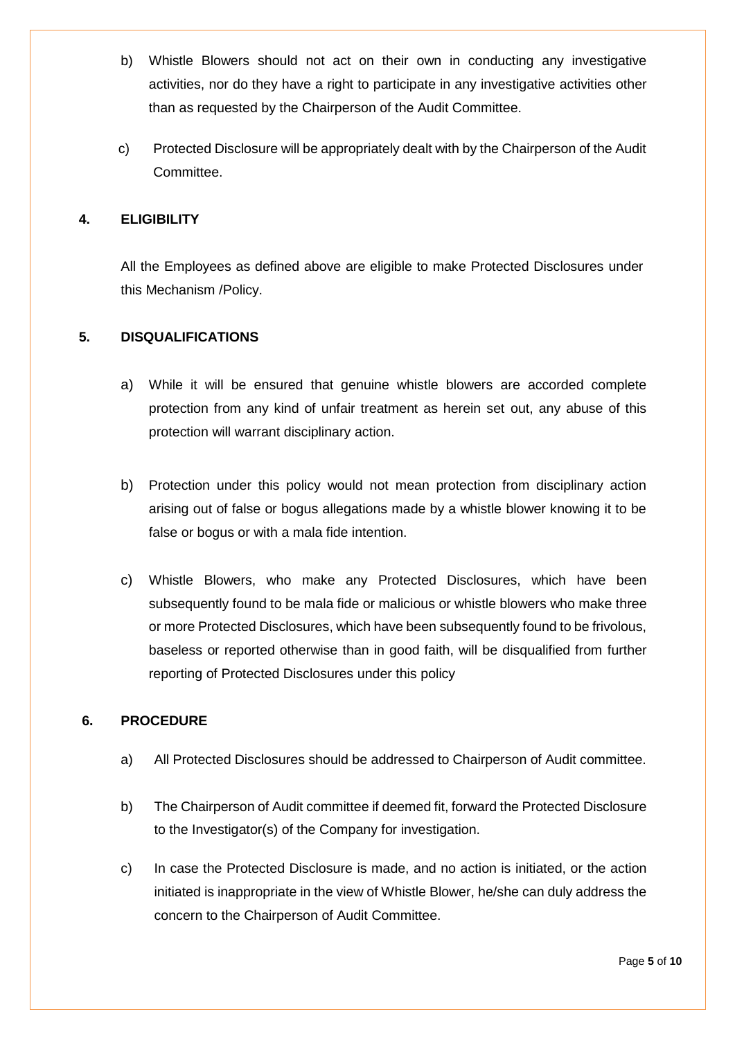b) Whistle Blowers should not act on their own in conducting any investigative activities, nor do they have a right to participate in any investigative activities other than as requested by the Chairperson of the Audit Committee.

c) Protected Disclosure will be appropriately dealt with by the Chairperson of the Audit Committee.

## 4. ELIGIBILITY

All the Employees as defined above are eligible to make Protected Disclosures under this Mechanism /Policy.

## 5. DISQUALIFICATIONS

a) While it will be ensured that genuine whistle blowers are accorded complete protection from any kind of unfair treatment as herein set out, any abuse of this protection will warrant disciplinary action.

b) Protection under this policy would not mean protection from disciplinary action arising out of false or bogus allegations made by a whistle blower knowing it to be false or bogus or with a mala fide intention.

c) Whistle Blowers, who make any Protected Disclosures, which have been subsequently found to be mala fide or malicious or whistle blowers who make three or more Protected Disclosures, which have been subsequently found to be frivolous, baseless or reported otherwise than in good faith, will be disqualified from further reporting of Protected Disclosures under this policy

## 6. PROCEDURE

a) All Protected Disclosures should be addressed to Chairperson of Audit committee.

b) The Chairperson of Audit committee if deemed fit, forward the Protected Disclosure to the Investigator(s) of the Company for investigation.

c) In case the Protected Disclosure is made, and no action is initiated, or the action initiated is inappropriate in the view of Whistle Blower, he/she can duly address the concern to the Chairperson of Audit Committee.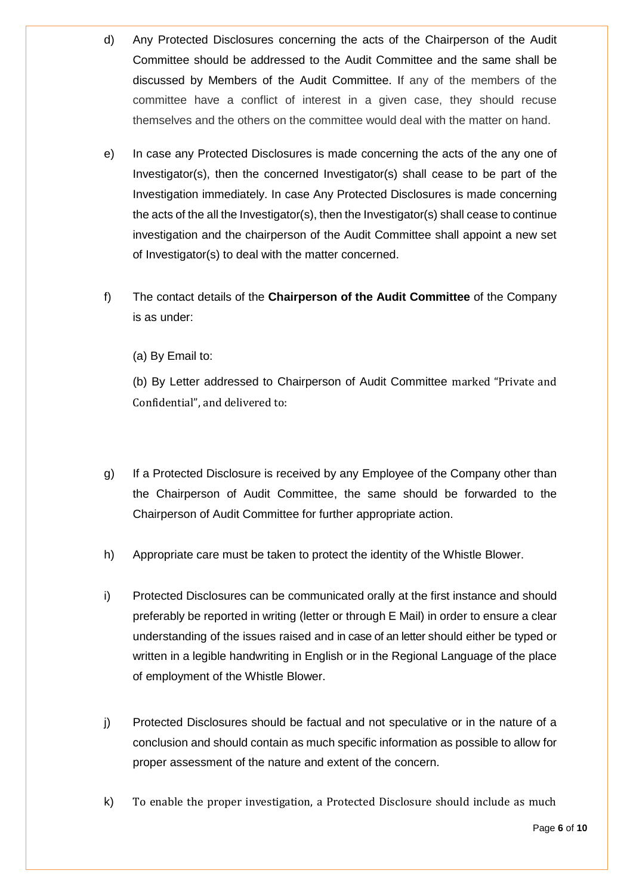d) Any Protected Disclosures concerning the acts of the Chairperson of the Audit Committee should be addressed to the Audit Committee and the same shall be discussed by Members of the Audit Committee. If any of the members of the committee have a conflict of interest in a given case, they should recuse themselves and the others on the committee would deal with the matter on hand.

e) In case any Protected Disclosures is made concerning the acts of the any one of Investigator(s), then the concerned Investigator(s) shall cease to be part of the Investigation immediately. In case Any Protected Disclosures is made concerning the acts of the all the Investigator(s), then the Investigator(s) shall cease to continue investigation and the chairperson of the Audit Committee shall appoint a new set of Investigator(s) to deal with the matter concerned.

f) The contact details of the **Chairperson of the Audit Committee** of the Company is as under:

   (a) By Email to:

   (b) By Letter addressed to Chairperson of Audit Committee marked "Private and Confidential", and delivered to:

g) If a Protected Disclosure is received by any Employee of the Company other than the Chairperson of Audit Committee, the same should be forwarded to the Chairperson of Audit Committee for further appropriate action.

h) Appropriate care must be taken to protect the identity of the Whistle Blower.

i) Protected Disclosures can be communicated orally at the first instance and should preferably be reported in writing (letter or through E Mail) in order to ensure a clear understanding of the issues raised and in case of an letter should either be typed or written in a legible handwriting in English or in the Regional Language of the place of employment of the Whistle Blower.

j) Protected Disclosures should be factual and not speculative or in the nature of a conclusion and should contain as much specific information as possible to allow for proper assessment of the nature and extent of the concern.

k) To enable the proper investigation, a Protected Disclosure should include as much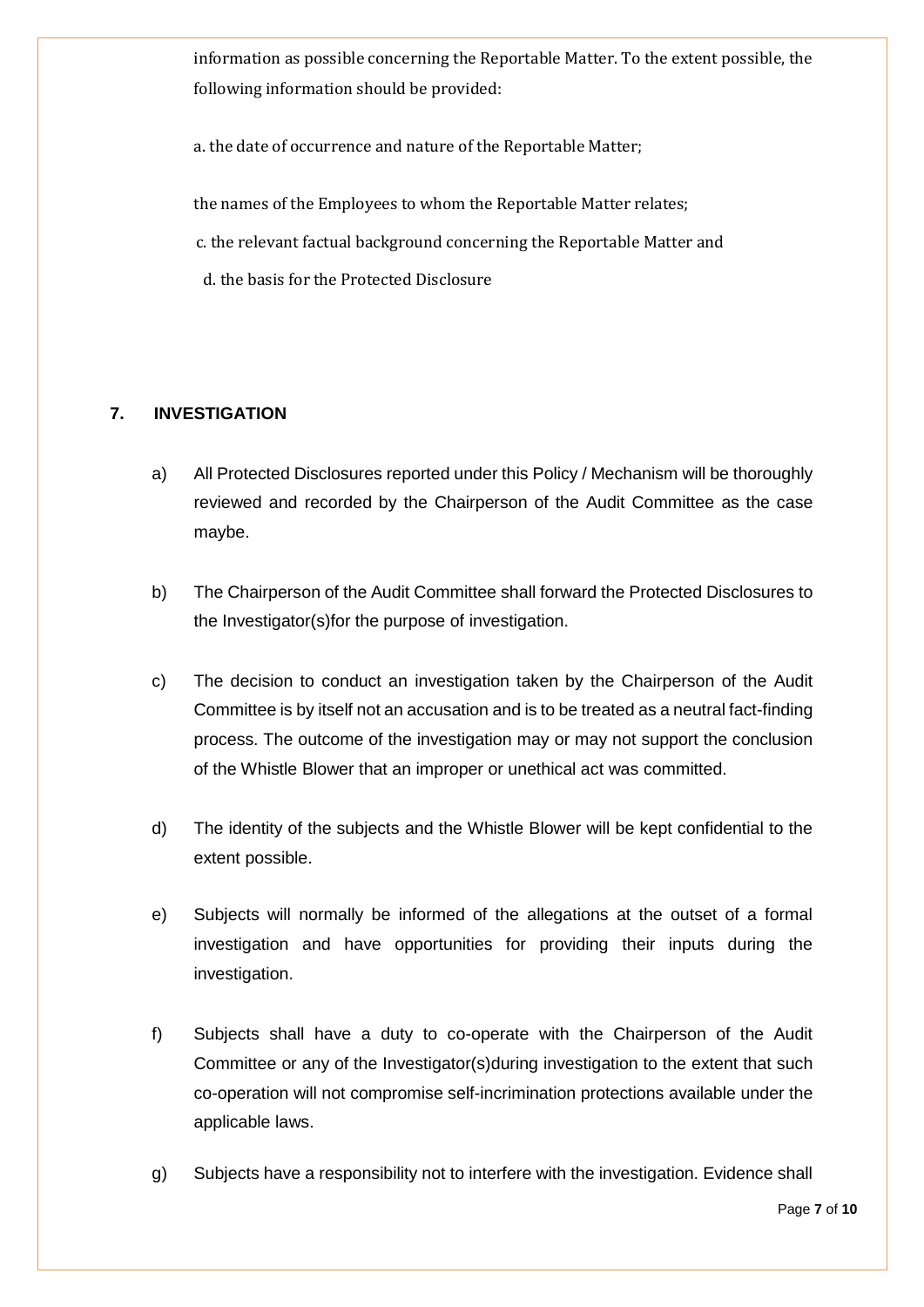information as possible concerning the Reportable Matter. To the extent possible, the following information should be provided:

a. the date of occurrence and nature of the Reportable Matter;

the names of the Employees to whom the Reportable Matter relates;

c. the relevant factual background concerning the Reportable Matter and

d. the basis for the Protected Disclosure

## 7. INVESTIGATION

a) All Protected Disclosures reported under this Policy / Mechanism will be thoroughly reviewed and recorded by the Chairperson of the Audit Committee as the case maybe.

b) The Chairperson of the Audit Committee shall forward the Protected Disclosures to the Investigator(s)for the purpose of investigation.

c) The decision to conduct an investigation taken by the Chairperson of the Audit Committee is by itself not an accusation and is to be treated as a neutral fact-finding process. The outcome of the investigation may or may not support the conclusion of the Whistle Blower that an improper or unethical act was committed.

d) The identity of the subjects and the Whistle Blower will be kept confidential to the extent possible.

e) Subjects will normally be informed of the allegations at the outset of a formal investigation and have opportunities for providing their inputs during the investigation.

f) Subjects shall have a duty to co-operate with the Chairperson of the Audit Committee or any of the Investigator(s)during investigation to the extent that such co-operation will not compromise self-incrimination protections available under the applicable laws.

g) Subjects have a responsibility not to interfere with the investigation. Evidence shall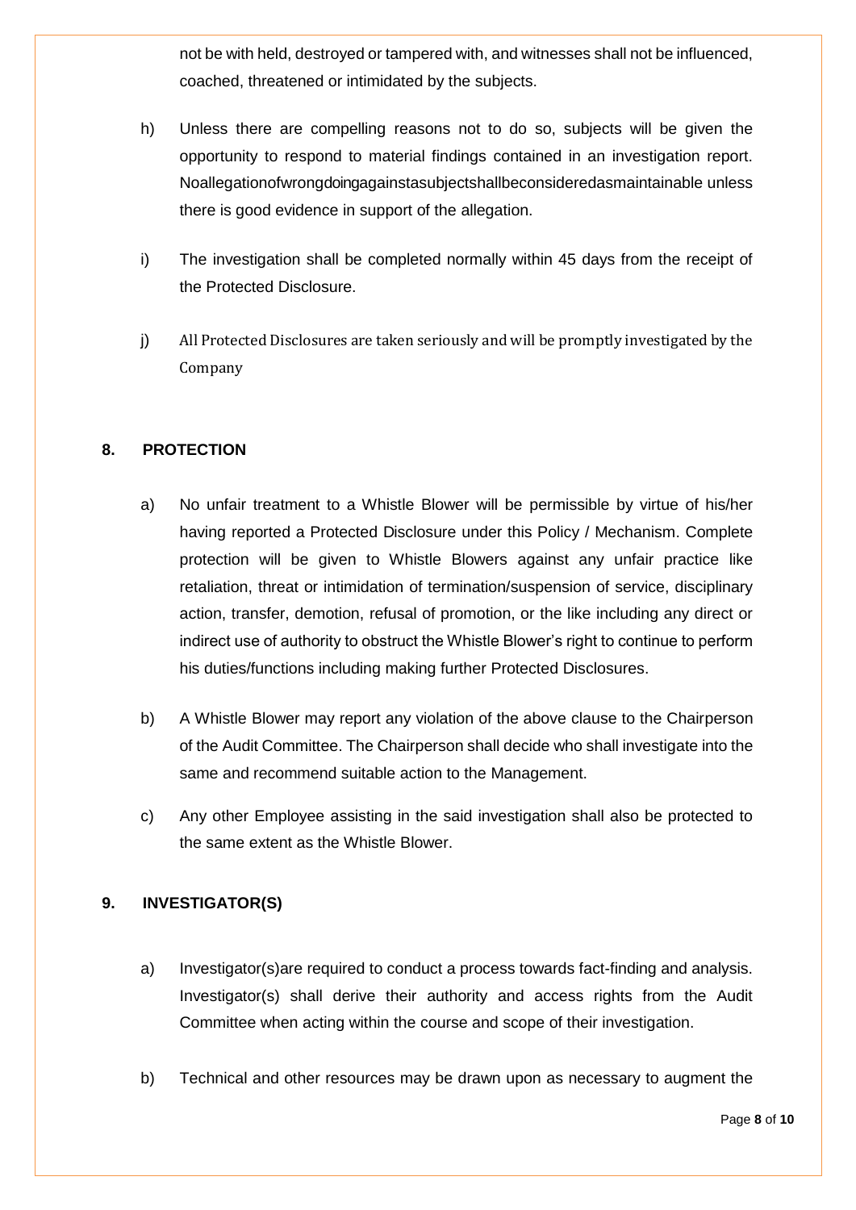not be with held, destroyed or tampered with, and witnesses shall not be influenced, coached, threatened or intimidated by the subjects.

h) Unless there are compelling reasons not to do so, subjects will be given the opportunity to respond to material findings contained in an investigation report. Noallegationofwrongdoingagainstasubjectshallbeconsideredasmaintainable unless there is good evidence in support of the allegation.

i) The investigation shall be completed normally within 45 days from the receipt of the Protected Disclosure.

j) All Protected Disclosures are taken seriously and will be promptly investigated by the Company

## 8. PROTECTION

a) No unfair treatment to a Whistle Blower will be permissible by virtue of his/her having reported a Protected Disclosure under this Policy / Mechanism. Complete protection will be given to Whistle Blowers against any unfair practice like retaliation, threat or intimidation of termination/suspension of service, disciplinary action, transfer, demotion, refusal of promotion, or the like including any direct or indirect use of authority to obstruct the Whistle Blower's right to continue to perform his duties/functions including making further Protected Disclosures.

b) A Whistle Blower may report any violation of the above clause to the Chairperson of the Audit Committee. The Chairperson shall decide who shall investigate into the same and recommend suitable action to the Management.

c) Any other Employee assisting in the said investigation shall also be protected to the same extent as the Whistle Blower.

## 9. INVESTIGATOR(S)

a) Investigator(s)are required to conduct a process towards fact-finding and analysis. Investigator(s) shall derive their authority and access rights from the Audit Committee when acting within the course and scope of their investigation.

b) Technical and other resources may be drawn upon as necessary to augment the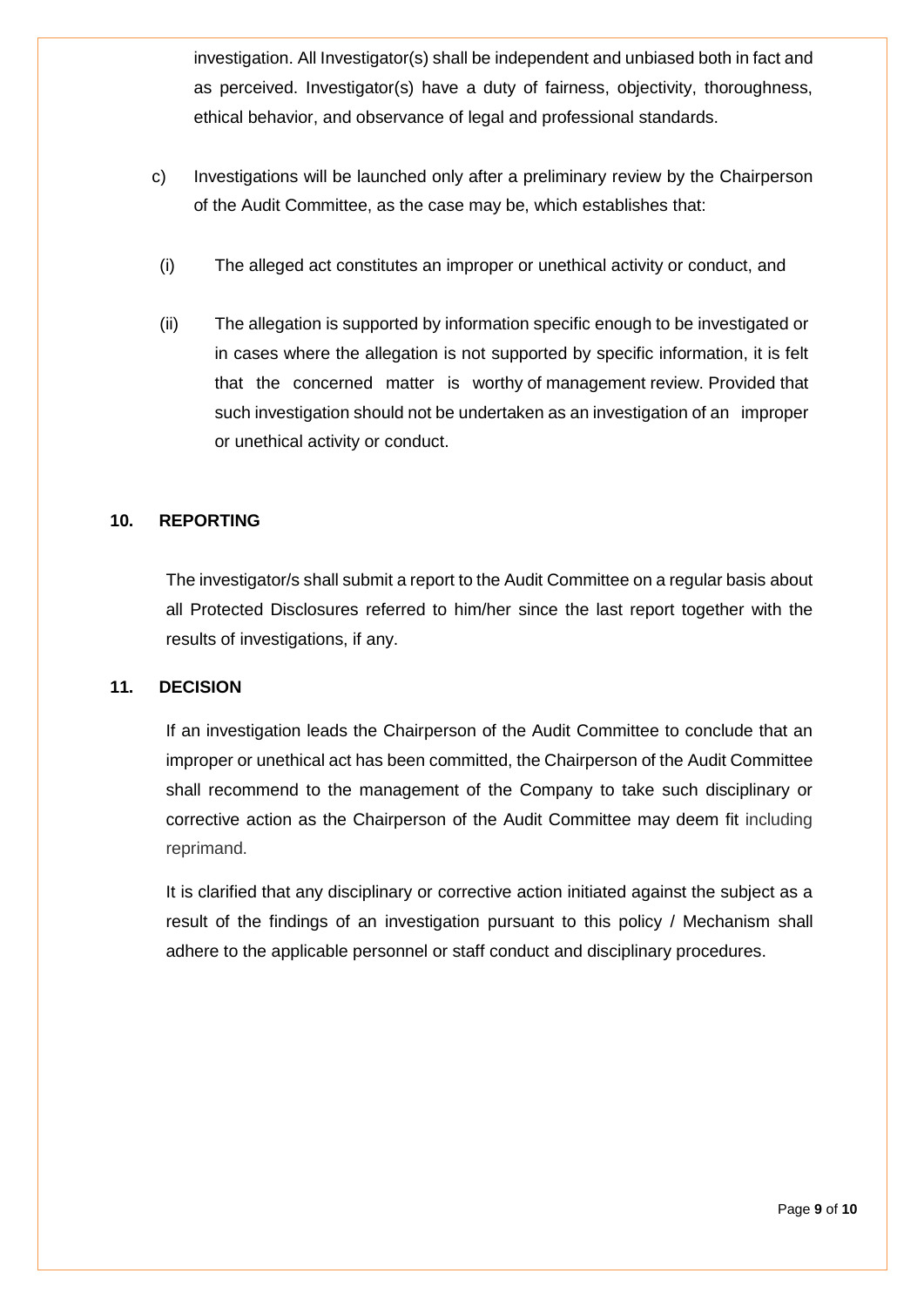investigation. All Investigator(s) shall be independent and unbiased both in fact and as perceived. Investigator(s) have a duty of fairness, objectivity, thoroughness, ethical behavior, and observance of legal and professional standards.

c) Investigations will be launched only after a preliminary review by the Chairperson of the Audit Committee, as the case may be, which establishes that:

   (i) The alleged act constitutes an improper or unethical activity or conduct, and

   (ii) The allegation is supported by information specific enough to be investigated or in cases where the allegation is not supported by specific information, it is felt that the concerned matter is worthy of management review. Provided that such investigation should not be undertaken as an investigation of an improper or unethical activity or conduct.

## 10. REPORTING

The investigator/s shall submit a report to the Audit Committee on a regular basis about all Protected Disclosures referred to him/her since the last report together with the results of investigations, if any.

## 11. DECISION

If an investigation leads the Chairperson of the Audit Committee to conclude that an improper or unethical act has been committed, the Chairperson of the Audit Committee shall recommend to the management of the Company to take such disciplinary or corrective action as the Chairperson of the Audit Committee may deem fit including reprimand.

It is clarified that any disciplinary or corrective action initiated against the subject as a result of the findings of an investigation pursuant to this policy / Mechanism shall adhere to the applicable personnel or staff conduct and disciplinary procedures.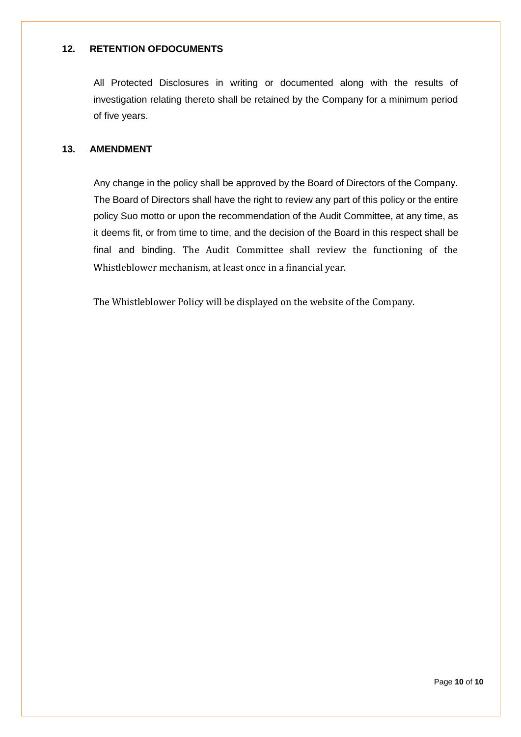## 12. RETENTION OFDOCUMENTS

All Protected Disclosures in writing or documented along with the results of investigation relating thereto shall be retained by the Company for a minimum period of five years.

## 13. AMENDMENT

Any change in the policy shall be approved by the Board of Directors of the Company. The Board of Directors shall have the right to review any part of this policy or the entire policy Suo motto or upon the recommendation of the Audit Committee, at any time, as it deems fit, or from time to time, and the decision of the Board in this respect shall be final and binding. The Audit Committee shall review the functioning of the Whistleblower mechanism, at least once in a financial year.

The Whistleblower Policy will be displayed on the website of the Company.